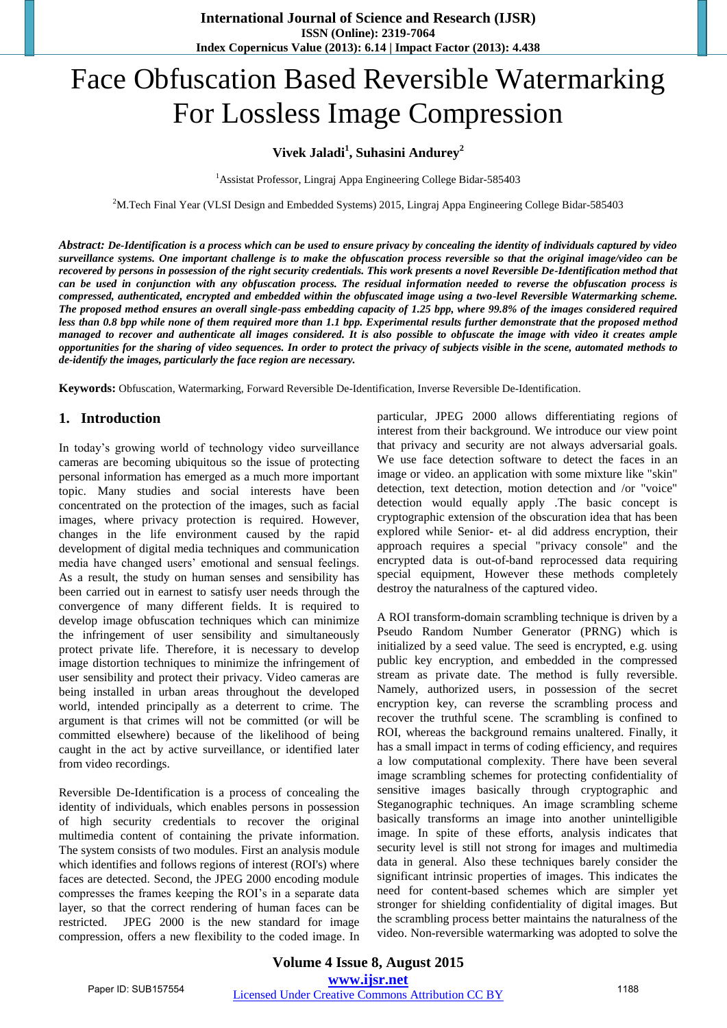# Face Obfuscation Based Reversible Watermarking For Lossless Image Compression

**Vivek Jaladi[1], Suhasini Andurey[2]**

[1]Assistat Professor, Lingraj Appa Engineering College Bidar-585403

[2]M.Tech Final Year (VLSI Design and Embedded Systems) 2015, Lingraj Appa Engineering College Bidar-585403

***Abstract:*** ***De-Identification is a process which can be used to ensure privacy by concealing the identity of individuals captured by video surveillance systems. One important challenge is to make the obfuscation process reversible so that the original image/video can be recovered by persons in possession of the right security credentials. This work presents a novel Reversible De-Identification method that can be used in conjunction with any obfuscation process. The residual information needed to reverse the obfuscation process is compressed, authenticated, encrypted and embedded within the obfuscated image using a two-level Reversible Watermarking scheme. The proposed method ensures an overall single-pass embedding capacity of 1.25 bpp, where 99.8% of the images considered required less than 0.8 bpp while none of them required more than 1.1 bpp. Experimental results further demonstrate that the proposed method managed to recover and authenticate all images considered. It is also possible to obfuscate the image with video it creates ample opportunities for the sharing of video sequences. In order to protect the privacy of subjects visible in the scene, automated methods to de-identify the images, particularly the face region are necessary.***

**Keywords:** Obfuscation, Watermarking, Forward Reversible De-Identification, Inverse Reversible De-Identification.

## 1. Introduction

In today's growing world of technology video surveillance cameras are becoming ubiquitous so the issue of protecting personal information has emerged as a much more important topic. Many studies and social interests have been concentrated on the protection of the images, such as facial images, where privacy protection is required. However, changes in the life environment caused by the rapid development of digital media techniques and communication media have changed users' emotional and sensual feelings. As a result, the study on human senses and sensibility has been carried out in earnest to satisfy user needs through the convergence of many different fields. It is required to develop image obfuscation techniques which can minimize the infringement of user sensibility and simultaneously protect private life. Therefore, it is necessary to develop image distortion techniques to minimize the infringement of user sensibility and protect their privacy. Video cameras are being installed in urban areas throughout the developed world, intended principally as a deterrent to crime. The argument is that crimes will not be committed (or will be committed elsewhere) because of the likelihood of being caught in the act by active surveillance, or identified later from video recordings.

Reversible De-Identification is a process of concealing the identity of individuals, which enables persons in possession of high security credentials to recover the original multimedia content of containing the private information. The system consists of two modules. First an analysis module which identifies and follows regions of interest (ROI's) where faces are detected. Second, the JPEG 2000 encoding module compresses the frames keeping the ROI's in a separate data layer, so that the correct rendering of human faces can be restricted. JPEG 2000 is the new standard for image compression, offers a new flexibility to the coded image. In particular, JPEG 2000 allows differentiating regions of interest from their background. We introduce our view point that privacy and security are not always adversarial goals. We use face detection software to detect the faces in an image or video. an application with some mixture like "skin" detection, text detection, motion detection and /or "voice" detection would equally apply .The basic concept is cryptographic extension of the obscuration idea that has been explored while Senior- et- al did address encryption, their approach requires a special "privacy console" and the encrypted data is out-of-band reprocessed data requiring special equipment, However these methods completely destroy the naturalness of the captured video.

A ROI transform-domain scrambling technique is driven by a Pseudo Random Number Generator (PRNG) which is initialized by a seed value. The seed is encrypted, e.g. using public key encryption, and embedded in the compressed stream as private date. The method is fully reversible. Namely, authorized users, in possession of the secret encryption key, can reverse the scrambling process and recover the truthful scene. The scrambling is confined to ROI, whereas the background remains unaltered. Finally, it has a small impact in terms of coding efficiency, and requires a low computational complexity. There have been several image scrambling schemes for protecting confidentiality of sensitive images basically through cryptographic and Steganographic techniques. An image scrambling scheme basically transforms an image into another unintelligible image. In spite of these efforts, analysis indicates that security level is still not strong for images and multimedia data in general. Also these techniques barely consider the significant intrinsic properties of images. This indicates the need for content-based schemes which are simpler yet stronger for shielding confidentiality of digital images. But the scrambling process better maintains the naturalness of the video. Non-reversible watermarking was adopted to solve the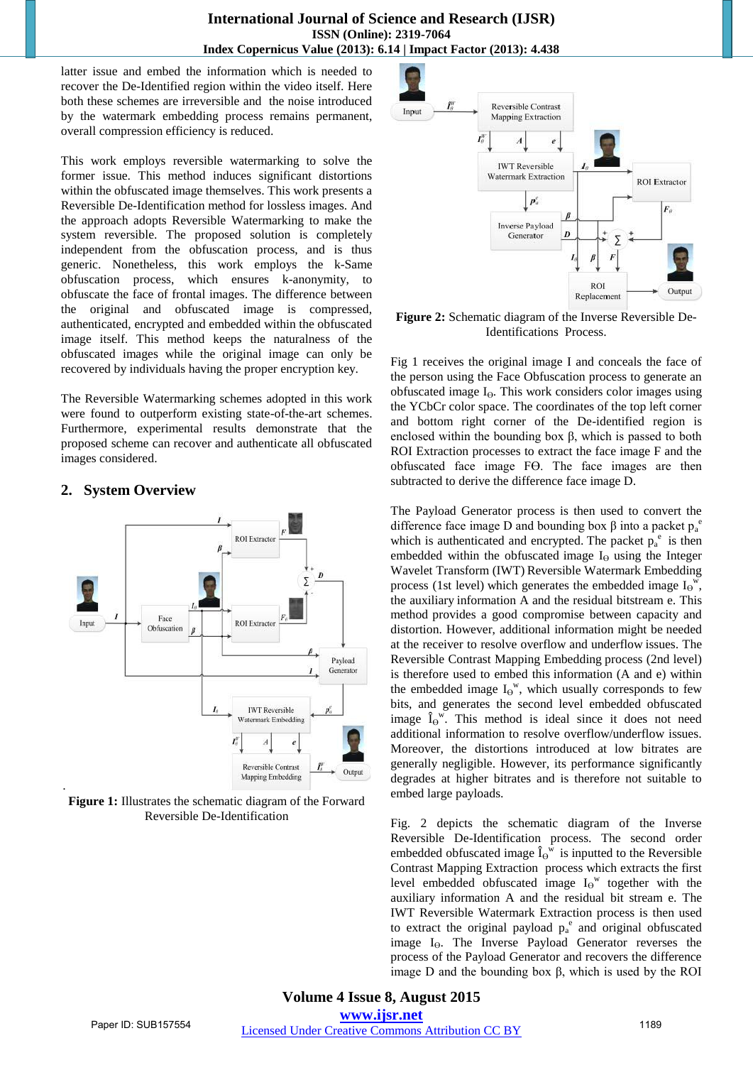latter issue and embed the information which is needed to recover the De-Identified region within the video itself. Here both these schemes are irreversible and the noise introduced by the watermark embedding process remains permanent, overall compression efficiency is reduced.

This work employs reversible watermarking to solve the former issue. This method induces significant distortions within the obfuscated image themselves. This work presents a Reversible De-Identification method for lossless images. And the approach adopts Reversible Watermarking to make the system reversible. The proposed solution is completely independent from the obfuscation process, and is thus generic. Nonetheless, this work employs the k-Same obfuscation process, which ensures k-anonymity, to obfuscate the face of frontal images. The difference between the original and obfuscated image is compressed, authenticated, encrypted and embedded within the obfuscated image itself. This method keeps the naturalness of the obfuscated images while the original image can only be recovered by individuals having the proper encryption key.

The Reversible Watermarking schemes adopted in this work were found to outperform existing state-of-the-art schemes. Furthermore, experimental results demonstrate that the proposed scheme can recover and authenticate all obfuscated images considered.

## 2. System Overview

**Figure 1:** Illustrates the schematic diagram of the Forward Reversible De-Identification

**Figure 2:** Schematic diagram of the Inverse Reversible De-Identifications Process.

Fig 1 receives the original image I and conceals the face of the person using the Face Obfuscation process to generate an obfuscated image $I_\Theta$. This work considers color images using the YCbCr color space. The coordinates of the top left corner and bottom right corner of the De-identified region is enclosed within the bounding box β, which is passed to both ROI Extraction processes to extract the face image F and the obfuscated face image FΘ. The face images are then subtracted to derive the difference face image D.

The Payload Generator process is then used to convert the difference face image D and bounding box β into a packet $p_a^e$ which is authenticated and encrypted. The packet $p_a^e$ is then embedded within the obfuscated image $I_\Theta$ using the Integer Wavelet Transform (IWT) Reversible Watermark Embedding process (1st level) which generates the embedded image $I_\Theta^w$, the auxiliary information A and the residual bit stream e. This method provides a good compromise between capacity and distortion. However, additional information might be needed at the receiver to resolve overflow and underflow issues. The Reversible Contrast Mapping Embedding process (2nd level) is therefore used to embed this information (A and e) within the embedded image $I_\Theta^w$, which usually corresponds to few bits, and generates the second level embedded obfuscated image $\hat{I}_\Theta^w$. This method is ideal since it does not need additional information to resolve overflow/underflow issues. Moreover, the distortions introduced at low bitrates are generally negligible. However, its performance significantly degrades at higher bitrates and is therefore not suitable to embed large payloads.

Fig. 2 depicts the schematic diagram of the Inverse Reversible De-Identification process. The second order embedded obfuscated image $\hat{I}_\Theta^w$ is inputted to the Reversible Contrast Mapping Extraction process which extracts the first level embedded obfuscated image $I_\Theta^w$ together with the auxiliary information A and the residual bit stream e. The IWT Reversible Watermark Extraction process is then used to extract the original payload $p_a^e$ and original obfuscated image $I_\Theta$. The Inverse Payload Generator reverses the process of the Payload Generator and recovers the difference image D and the bounding box β, which is used by the ROI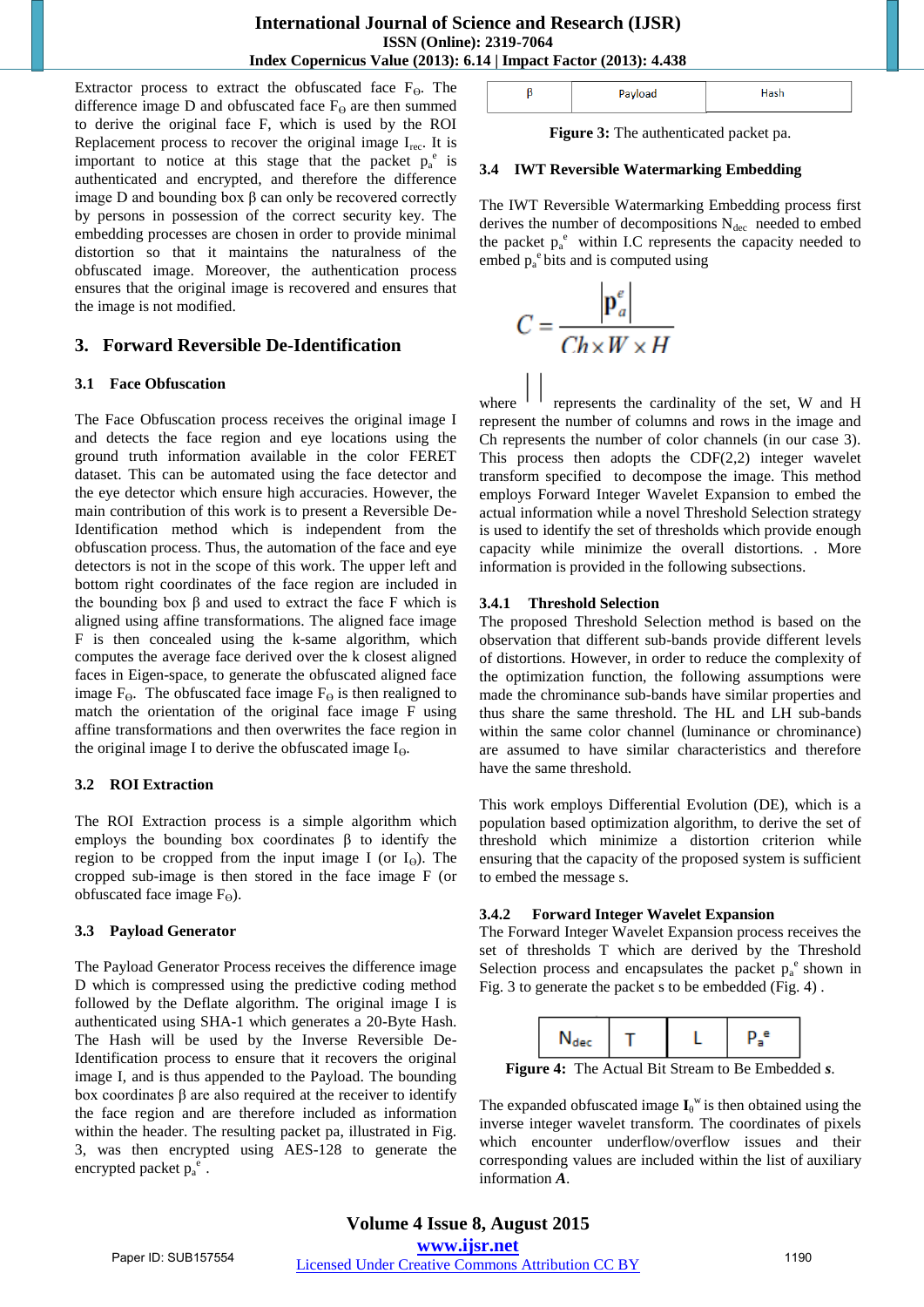Extractor process to extract the obfuscated face $F_\Theta$. The difference image D and obfuscated face $F_\Theta$ are then summed to derive the original face F, which is used by the ROI Replacement process to recover the original image $I_{rec}$. It is important to notice at this stage that the packet $p_a^e$ is authenticated and encrypted, and therefore the difference image D and bounding box β can only be recovered correctly by persons in possession of the correct security key. The embedding processes are chosen in order to provide minimal distortion so that it maintains the naturalness of the obfuscated image. Moreover, the authentication process ensures that the original image is recovered and ensures that the image is not modified.

## 3. Forward Reversible De-Identification

### 3.1 Face Obfuscation

The Face Obfuscation process receives the original image I and detects the face region and eye locations using the ground truth information available in the color FERET dataset. This can be automated using the face detector and the eye detector which ensure high accuracies. However, the main contribution of this work is to present a Reversible De-Identification method which is independent from the obfuscation process. Thus, the automation of the face and eye detectors is not in the scope of this work. The upper left and bottom right coordinates of the face region are included in the bounding box β and used to extract the face F which is aligned using affine transformations. The aligned face image F is then concealed using the k-same algorithm, which computes the average face derived over the k closest aligned faces in Eigen-space, to generate the obfuscated aligned face image $F_\Theta$. The obfuscated face image $F_\Theta$ is then realigned to match the orientation of the original face image F using affine transformations and then overwrites the face region in the original image I to derive the obfuscated image $I_\Theta$.

### 3.2 ROI Extraction

The ROI Extraction process is a simple algorithm which employs the bounding box coordinates β to identify the region to be cropped from the input image I (or $I_\Theta$). The cropped sub-image is then stored in the face image F (or obfuscated face image $F_\Theta$).

### 3.3 Payload Generator

The Payload Generator Process receives the difference image D which is compressed using the predictive coding method followed by the Deflate algorithm. The original image I is authenticated using SHA-1 which generates a 20-Byte Hash. The Hash will be used by the Inverse Reversible De-Identification process to ensure that it recovers the original image I, and is thus appended to the Payload. The bounding box coordinates β are also required at the receiver to identify the face region and are therefore included as information within the header. The resulting packet pa, illustrated in Fig. 3, was then encrypted using AES-128 to generate the encrypted packet $p_a^e$ .

| β | Payload | Hash |
|---|---|---|

**Figure 3:** The authenticated packet pa.

### 3.4 IWT Reversible Watermarking Embedding

The IWT Reversible Watermarking Embedding process first derives the number of decompositions $N_{dec}$ needed to embed the packet $p_a^e$ within I.C represents the capacity needed to embed $p_a^e$ bits and is computed using

$$C = \frac{|p_a^e|}{Ch \times W \times H}$$

where $|\ |$ represents the cardinality of the set, W and H represent the number of columns and rows in the image and Ch represents the number of color channels (in our case 3). This process then adopts the CDF(2,2) integer wavelet transform specified to decompose the image. This method employs Forward Integer Wavelet Expansion to embed the actual information while a novel Threshold Selection strategy is used to identify the set of thresholds which provide enough capacity while minimize the overall distortions. . More information is provided in the following subsections.

#### 3.4.1 Threshold Selection

The proposed Threshold Selection method is based on the observation that different sub-bands provide different levels of distortions. However, in order to reduce the complexity of the optimization function, the following assumptions were made the chrominance sub-bands have similar properties and thus share the same threshold. The HL and LH sub-bands within the same color channel (luminance or chrominance) are assumed to have similar characteristics and therefore have the same threshold.

This work employs Differential Evolution (DE), which is a population based optimization algorithm, to derive the set of threshold which minimize a distortion criterion while ensuring that the capacity of the proposed system is sufficient to embed the message s.

#### 3.4.2 Forward Integer Wavelet Expansion

The Forward Integer Wavelet Expansion process receives the set of thresholds T which are derived by the Threshold Selection process and encapsulates the packet $p_a^e$ shown in Fig. 3 to generate the packet s to be embedded (Fig. 4) .

| $N_{dec}$ | T | L | $P_a^e$ |
|---|---|---|---|

**Figure 4:** The Actual Bit Stream to Be Embedded ***s***.

The expanded obfuscated image $\mathbf{I}_\Theta^w$ is then obtained using the inverse integer wavelet transform. The coordinates of pixels which encounter underflow/overflow issues and their corresponding values are included within the list of auxiliary information ***A***.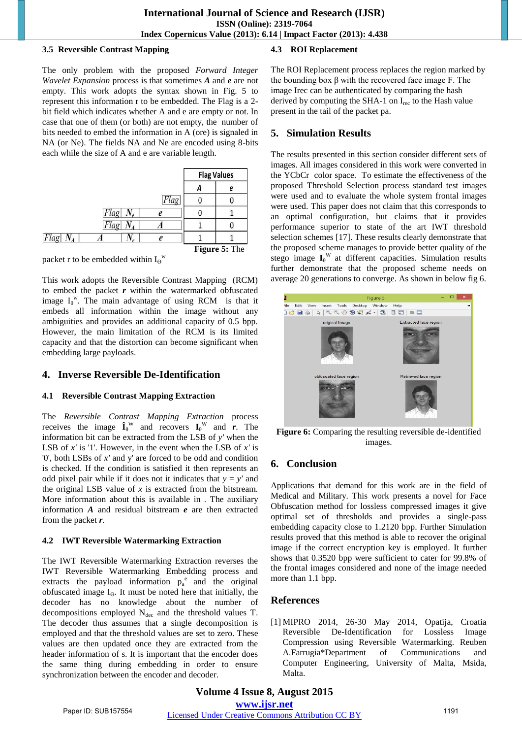### 3.5 Reversible Contrast Mapping

The only problem with the proposed *Forward Integer Wavelet Expansion* process is that sometimes ***A*** and ***e*** are not empty. This work adopts the syntax shown in Fig. 5 to represent this information r to be embedded. The Flag is a 2-bit field which indicates whether A and e are empty or not. In case that one of them (or both) are not empty, the number of bits needed to embed the information in A (ore) is signaled in NA (or Ne). The fields NA and Ne are encoded using 8-bits each while the size of A and e are variable length.

| Packet | A | e |
|---|---|---|
| *Flag* | 0 | 0 |
| *Flag* \| $N_e$ \| *e* | 0 | 1 |
| *Flag* \| $N_A$ \| *A* | 1 | 0 |
| *Flag* \| $N_A$ \| *A* \| $N_e$ \| *e* | 1 | 1 |

**Figure 5:** The packet r to be embedded within $I_\Theta^W$

This work adopts the Reversible Contrast Mapping (RCM) to embed the packet ***r*** within the watermarked obfuscated image $I_0^W$. The main advantage of using RCM is that it embeds all information within the image without any ambiguities and provides an additional capacity of 0.5 bpp. However, the main limitation of the RCM is its limited capacity and that the distortion can become significant when embedding large payloads.

## 4. Inverse Reversible De-Identification

### 4.1 Reversible Contrast Mapping Extraction

The *Reversible Contrast Mapping Extraction* process receives the image $\hat{\mathbf{I}}_0^W$ and recovers $\mathbf{I}_0^W$ and ***r***. The information bit can be extracted from the LSB of *y'* when the LSB of *x'* is '1'. However, in the event when the LSB of *x'* is '0', both LSBs of *x'* and y' are forced to be odd and condition is checked. If the condition is satisfied it then represents an odd pixel pair while if it does not it indicates that *y* = *y'* and the original LSB value of *x* is extracted from the bitstream. More information about this is available in . The auxiliary information ***A*** and residual bitstream ***e*** are then extracted from the packet ***r***.

### 4.2 IWT Reversible Watermarking Extraction

The IWT Reversible Watermarking Extraction reverses the IWT Reversible Watermarking Embedding process and extracts the payload information $p_a^e$ and the original obfuscated image $I_\Theta$. It must be noted here that initially, the decoder has no knowledge about the number of decompositions employed $N_{dec}$ and the threshold values T. The decoder thus assumes that a single decomposition is employed and that the threshold values are set to zero. These values are then updated once they are extracted from the header information of s. It is important that the encoder does the same thing during embedding in order to ensure synchronization between the encoder and decoder.

### 4.3 ROI Replacement

The ROI Replacement process replaces the region marked by the bounding box β with the recovered face image F. The image Irec can be authenticated by comparing the hash derived by computing the SHA-1 on $I_{rec}$ to the Hash value present in the tail of the packet pa.

## 5. Simulation Results

The results presented in this section consider different sets of images. All images considered in this work were converted in the YCbCr color space. To estimate the effectiveness of the proposed Threshold Selection process standard test images were used and to evaluate the whole system frontal images were used. This paper does not claim that this corresponds to an optimal configuration, but claims that it provides performance superior to state of the art IWT threshold selection schemes [17]. These results clearly demonstrate that the proposed scheme manages to provide better quality of the stego image $\mathbf{I}_0^W$ at different capacities. Simulation results further demonstrate that the proposed scheme needs on average 20 generations to converge. As shown in below fig 6.

**Figure 6:** Comparing the resulting reversible de-identified images.

## 6. Conclusion

Applications that demand for this work are in the field of Medical and Military. This work presents a novel for Face Obfuscation method for lossless compressed images it give optimal set of thresholds and provides a single-pass embedding capacity close to 1.2120 bpp. Further Simulation results proved that this method is able to recover the original image if the correct encryption key is employed. It further shows that 0.3520 bpp were sufficient to cater for 99.8% of the frontal images considered and none of the image needed more than 1.1 bpp.

## References

[1] MIPRO 2014, 26-30 May 2014, Opatija, Croatia Reversible De-Identification for Lossless Image Compression using Reversible Watermarking. Reuben A.Farrugia*Department of Communications and Computer Engineering, University of Malta, Msida, Malta.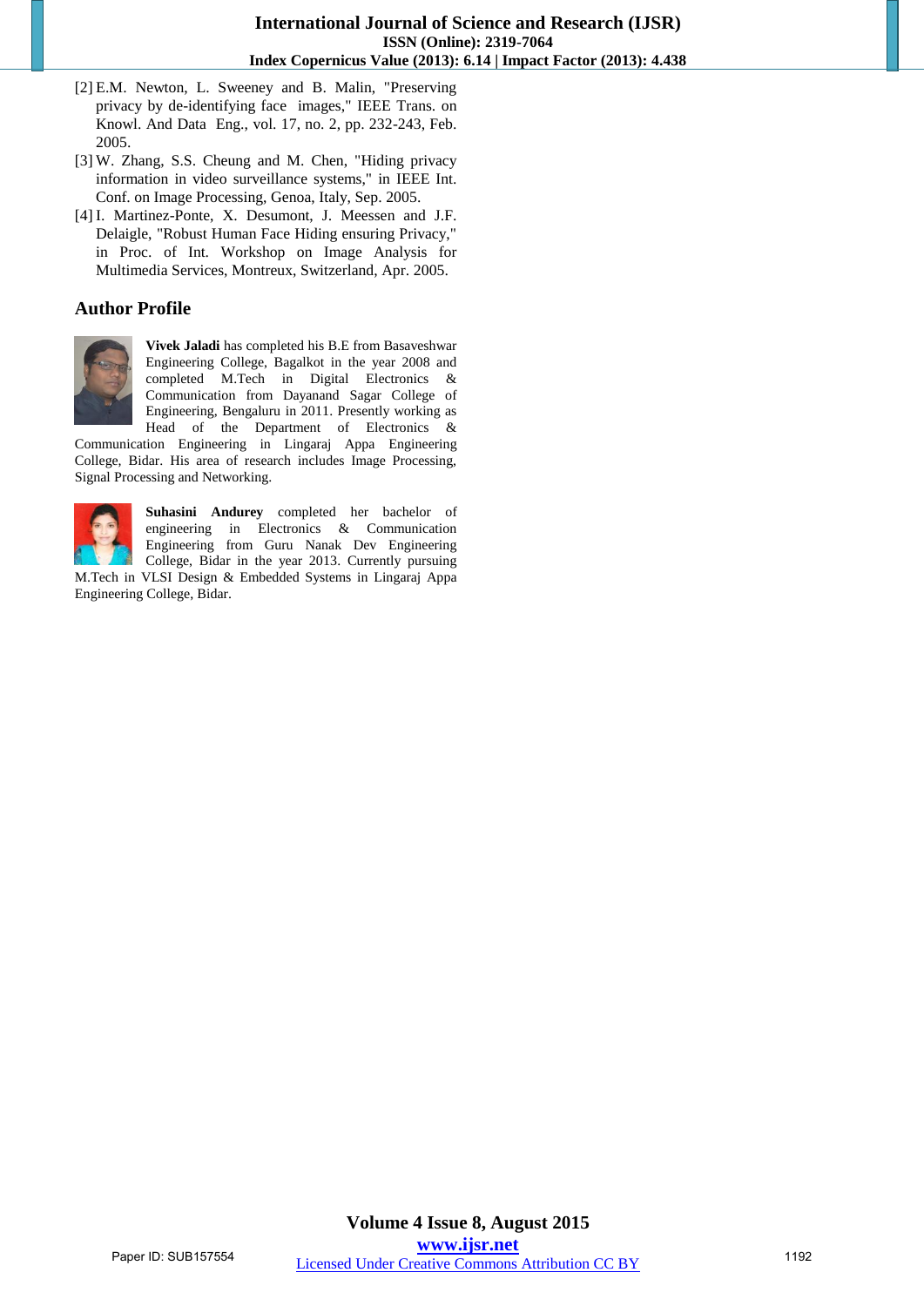[2] E.M. Newton, L. Sweeney and B. Malin, "Preserving privacy by de-identifying face images," IEEE Trans. on Knowl. And Data Eng., vol. 17, no. 2, pp. 232-243, Feb. 2005.

[3] W. Zhang, S.S. Cheung and M. Chen, "Hiding privacy information in video surveillance systems," in IEEE Int. Conf. on Image Processing, Genoa, Italy, Sep. 2005.

[4] I. Martinez-Ponte, X. Desumont, J. Meessen and J.F. Delaigle, "Robust Human Face Hiding ensuring Privacy," in Proc. of Int. Workshop on Image Analysis for Multimedia Services, Montreux, Switzerland, Apr. 2005.

## Author Profile

**Vivek Jaladi** has completed his B.E from Basaveshwar Engineering College, Bagalkot in the year 2008 and completed M.Tech in Digital Electronics & Communication from Dayanand Sagar College of Engineering, Bengaluru in 2011. Presently working as Head of the Department of Electronics & Communication Engineering in Lingaraj Appa Engineering College, Bidar. His area of research includes Image Processing, Signal Processing and Networking.

**Suhasini Andurey** completed her bachelor of engineering in Electronics & Communication Engineering from Guru Nanak Dev Engineering College, Bidar in the year 2013. Currently pursuing M.Tech in VLSI Design & Embedded Systems in Lingaraj Appa Engineering College, Bidar.